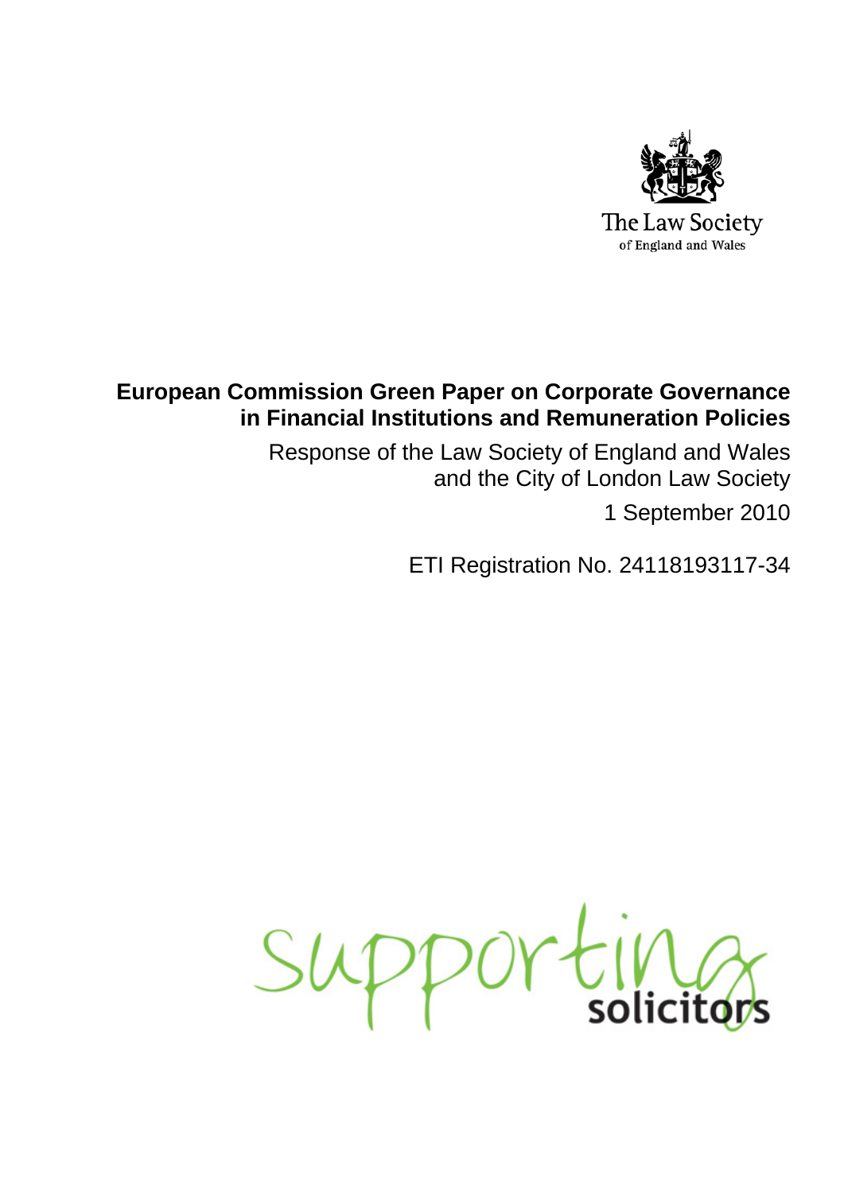The Law Society
of England and Wales

# European Commission Green Paper on Corporate Governance in Financial Institutions and Remuneration Policies

Response of the Law Society of England and Wales and the City of London Law Society

1 September 2010

ETI Registration No. 24118193117-34

supporting solicitors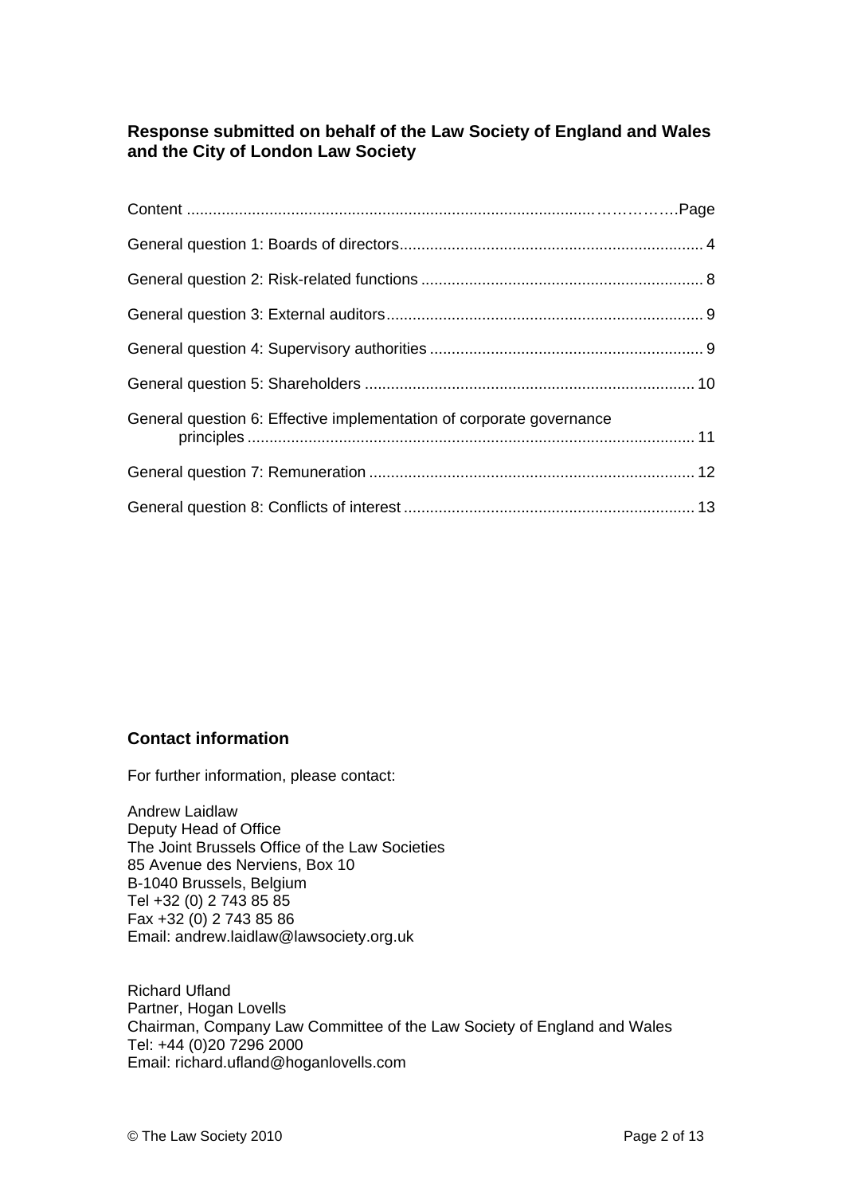**Response submitted on behalf of the Law Society of England and Wales and the City of London Law Society**

| Content | Page |
|---|---|
| General question 1: Boards of directors | 4 |
| General question 2: Risk-related functions | 8 |
| General question 3: External auditors | 9 |
| General question 4: Supervisory authorities | 9 |
| General question 5: Shareholders | 10 |
| General question 6: Effective implementation of corporate governance principles | 11 |
| General question 7: Remuneration | 12 |
| General question 8: Conflicts of interest | 13 |

## Contact information

For further information, please contact:

Andrew Laidlaw
Deputy Head of Office
The Joint Brussels Office of the Law Societies
85 Avenue des Nerviens, Box 10
B-1040 Brussels, Belgium
Tel +32 (0) 2 743 85 85
Fax +32 (0) 2 743 85 86
Email: andrew.laidlaw@lawsociety.org.uk

Richard Ufland
Partner, Hogan Lovells
Chairman, Company Law Committee of the Law Society of England and Wales
Tel: +44 (0)20 7296 2000
Email: richard.ufland@hoganlovells.com

© The Law Society 2010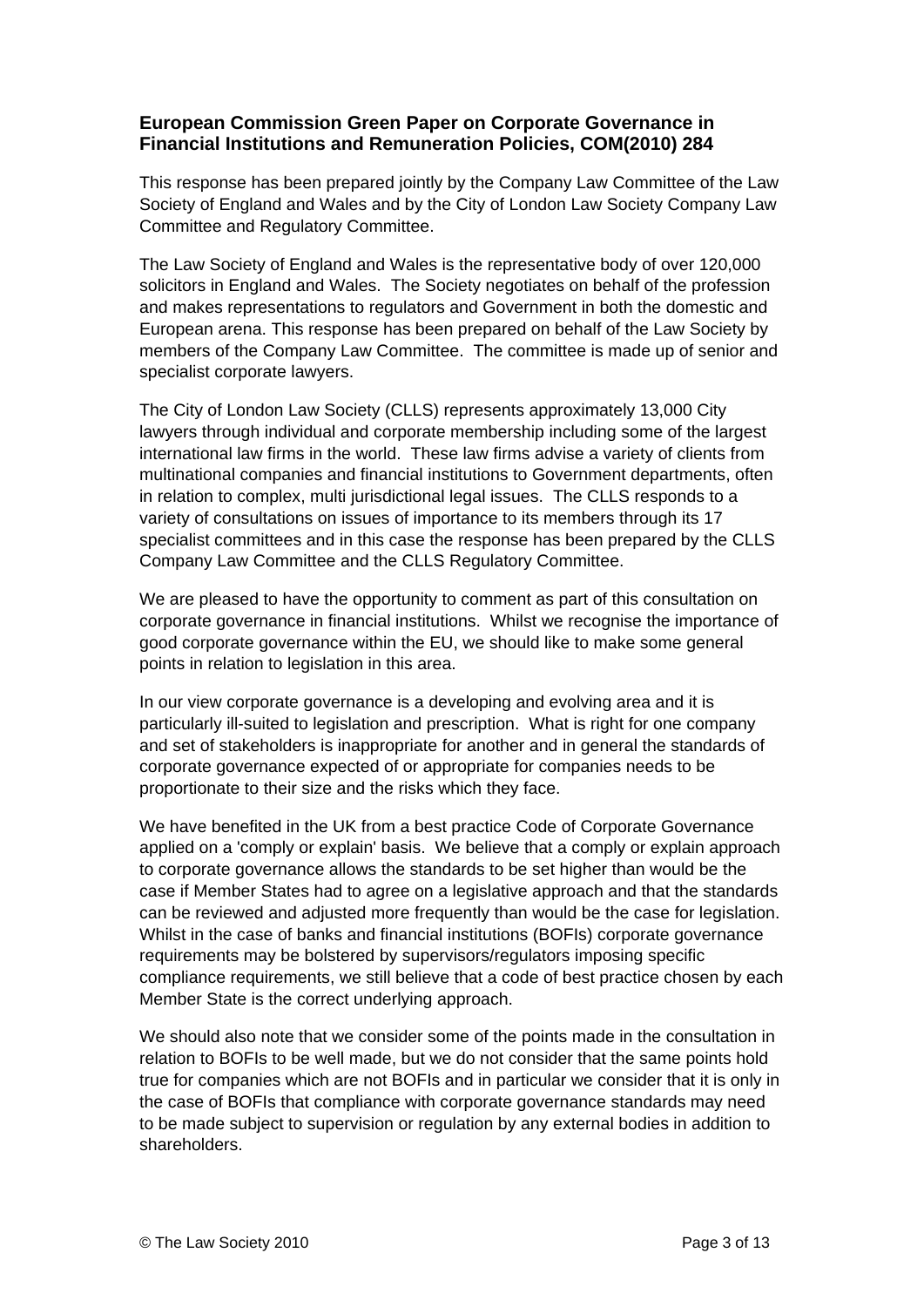**European Commission Green Paper on Corporate Governance in Financial Institutions and Remuneration Policies, COM(2010) 284**

This response has been prepared jointly by the Company Law Committee of the Law Society of England and Wales and by the City of London Law Society Company Law Committee and Regulatory Committee.

The Law Society of England and Wales is the representative body of over 120,000 solicitors in England and Wales. The Society negotiates on behalf of the profession and makes representations to regulators and Government in both the domestic and European arena. This response has been prepared on behalf of the Law Society by members of the Company Law Committee. The committee is made up of senior and specialist corporate lawyers.

The City of London Law Society (CLLS) represents approximately 13,000 City lawyers through individual and corporate membership including some of the largest international law firms in the world. These law firms advise a variety of clients from multinational companies and financial institutions to Government departments, often in relation to complex, multi jurisdictional legal issues. The CLLS responds to a variety of consultations on issues of importance to its members through its 17 specialist committees and in this case the response has been prepared by the CLLS Company Law Committee and the CLLS Regulatory Committee.

We are pleased to have the opportunity to comment as part of this consultation on corporate governance in financial institutions. Whilst we recognise the importance of good corporate governance within the EU, we should like to make some general points in relation to legislation in this area.

In our view corporate governance is a developing and evolving area and it is particularly ill-suited to legislation and prescription. What is right for one company and set of stakeholders is inappropriate for another and in general the standards of corporate governance expected of or appropriate for companies needs to be proportionate to their size and the risks which they face.

We have benefited in the UK from a best practice Code of Corporate Governance applied on a 'comply or explain' basis. We believe that a comply or explain approach to corporate governance allows the standards to be set higher than would be the case if Member States had to agree on a legislative approach and that the standards can be reviewed and adjusted more frequently than would be the case for legislation. Whilst in the case of banks and financial institutions (BOFIs) corporate governance requirements may be bolstered by supervisors/regulators imposing specific compliance requirements, we still believe that a code of best practice chosen by each Member State is the correct underlying approach.

We should also note that we consider some of the points made in the consultation in relation to BOFIs to be well made, but we do not consider that the same points hold true for companies which are not BOFIs and in particular we consider that it is only in the case of BOFIs that compliance with corporate governance standards may need to be made subject to supervision or regulation by any external bodies in addition to shareholders.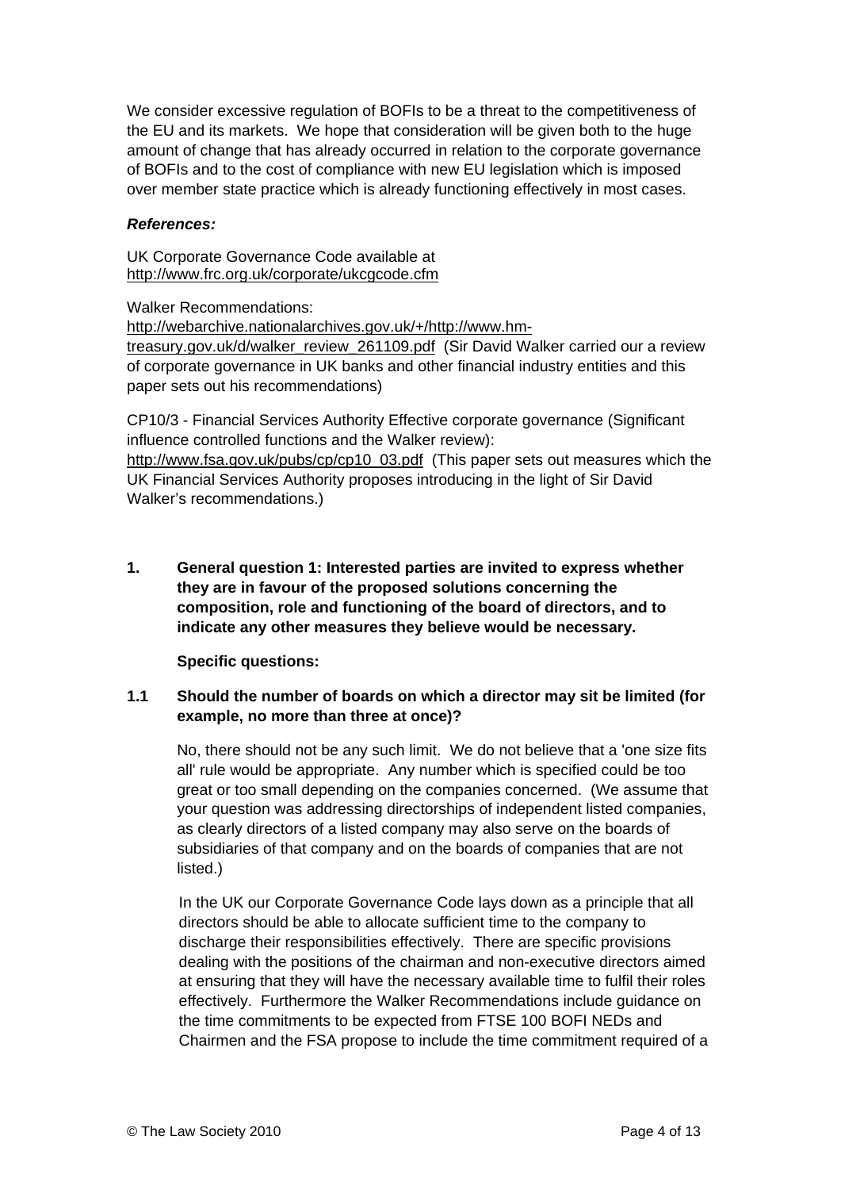We consider excessive regulation of BOFIs to be a threat to the competitiveness of the EU and its markets. We hope that consideration will be given both to the huge amount of change that has already occurred in relation to the corporate governance of BOFIs and to the cost of compliance with new EU legislation which is imposed over member state practice which is already functioning effectively in most cases.

***References:***

UK Corporate Governance Code available at http://www.frc.org.uk/corporate/ukcgcode.cfm

Walker Recommendations:
http://webarchive.nationalarchives.gov.uk/+/http://www.hm-treasury.gov.uk/d/walker_review_261109.pdf (Sir David Walker carried our a review of corporate governance in UK banks and other financial industry entities and this paper sets out his recommendations)

CP10/3 - Financial Services Authority Effective corporate governance (Significant influence controlled functions and the Walker review):
http://www.fsa.gov.uk/pubs/cp/cp10_03.pdf (This paper sets out measures which the UK Financial Services Authority proposes introducing in the light of Sir David Walker's recommendations.)

**1. General question 1: Interested parties are invited to express whether they are in favour of the proposed solutions concerning the composition, role and functioning of the board of directors, and to indicate any other measures they believe would be necessary.**

**Specific questions:**

**1.1 Should the number of boards on which a director may sit be limited (for example, no more than three at once)?**

No, there should not be any such limit. We do not believe that a 'one size fits all' rule would be appropriate. Any number which is specified could be too great or too small depending on the companies concerned. (We assume that your question was addressing directorships of independent listed companies, as clearly directors of a listed company may also serve on the boards of subsidiaries of that company and on the boards of companies that are not listed.)

In the UK our Corporate Governance Code lays down as a principle that all directors should be able to allocate sufficient time to the company to discharge their responsibilities effectively. There are specific provisions dealing with the positions of the chairman and non-executive directors aimed at ensuring that they will have the necessary available time to fulfil their roles effectively. Furthermore the Walker Recommendations include guidance on the time commitments to be expected from FTSE 100 BOFI NEDs and Chairmen and the FSA propose to include the time commitment required of a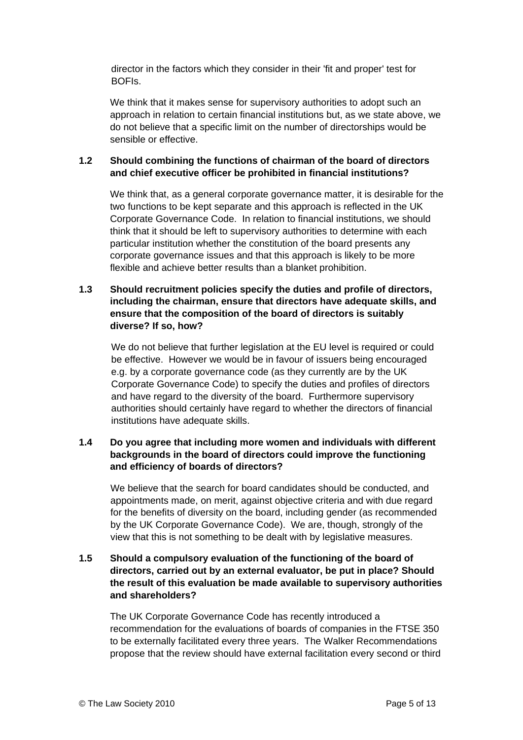director in the factors which they consider in their 'fit and proper' test for BOFIs.

We think that it makes sense for supervisory authorities to adopt such an approach in relation to certain financial institutions but, as we state above, we do not believe that a specific limit on the number of directorships would be sensible or effective.

**1.2 Should combining the functions of chairman of the board of directors and chief executive officer be prohibited in financial institutions?**

We think that, as a general corporate governance matter, it is desirable for the two functions to be kept separate and this approach is reflected in the UK Corporate Governance Code. In relation to financial institutions, we should think that it should be left to supervisory authorities to determine with each particular institution whether the constitution of the board presents any corporate governance issues and that this approach is likely to be more flexible and achieve better results than a blanket prohibition.

**1.3 Should recruitment policies specify the duties and profile of directors, including the chairman, ensure that directors have adequate skills, and ensure that the composition of the board of directors is suitably diverse? If so, how?**

We do not believe that further legislation at the EU level is required or could be effective. However we would be in favour of issuers being encouraged e.g. by a corporate governance code (as they currently are by the UK Corporate Governance Code) to specify the duties and profiles of directors and have regard to the diversity of the board. Furthermore supervisory authorities should certainly have regard to whether the directors of financial institutions have adequate skills.

**1.4 Do you agree that including more women and individuals with different backgrounds in the board of directors could improve the functioning and efficiency of boards of directors?**

We believe that the search for board candidates should be conducted, and appointments made, on merit, against objective criteria and with due regard for the benefits of diversity on the board, including gender (as recommended by the UK Corporate Governance Code). We are, though, strongly of the view that this is not something to be dealt with by legislative measures.

**1.5 Should a compulsory evaluation of the functioning of the board of directors, carried out by an external evaluator, be put in place? Should the result of this evaluation be made available to supervisory authorities and shareholders?**

The UK Corporate Governance Code has recently introduced a recommendation for the evaluations of boards of companies in the FTSE 350 to be externally facilitated every three years. The Walker Recommendations propose that the review should have external facilitation every second or third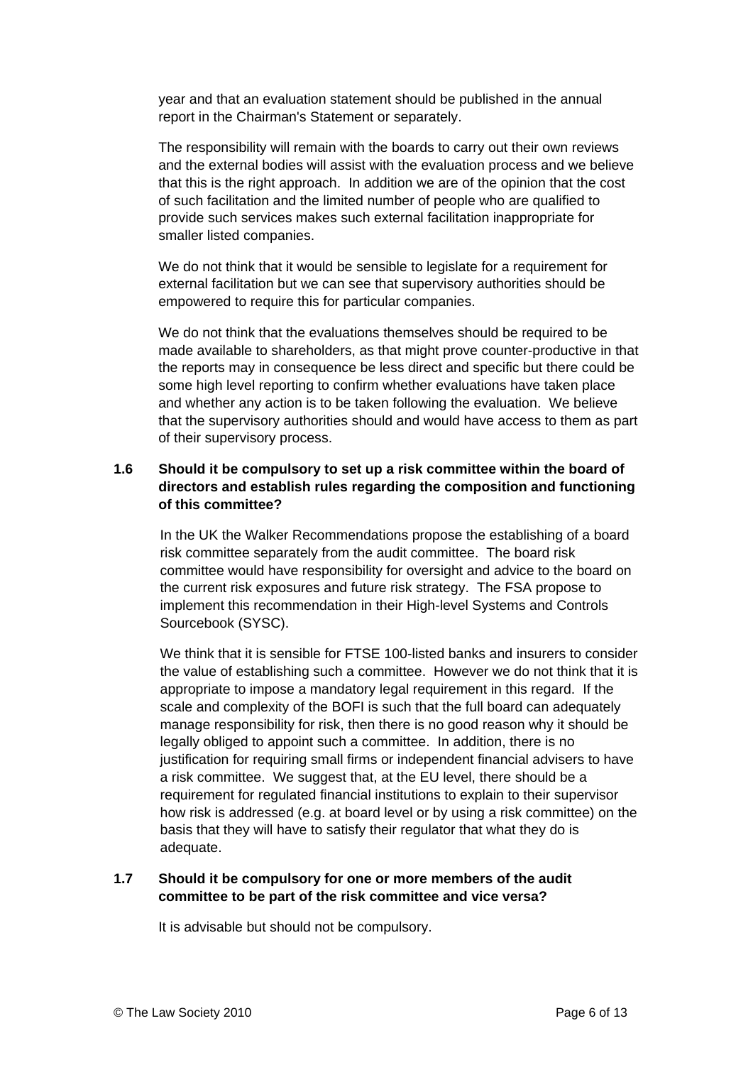year and that an evaluation statement should be published in the annual report in the Chairman's Statement or separately.

The responsibility will remain with the boards to carry out their own reviews and the external bodies will assist with the evaluation process and we believe that this is the right approach. In addition we are of the opinion that the cost of such facilitation and the limited number of people who are qualified to provide such services makes such external facilitation inappropriate for smaller listed companies.

We do not think that it would be sensible to legislate for a requirement for external facilitation but we can see that supervisory authorities should be empowered to require this for particular companies.

We do not think that the evaluations themselves should be required to be made available to shareholders, as that might prove counter-productive in that the reports may in consequence be less direct and specific but there could be some high level reporting to confirm whether evaluations have taken place and whether any action is to be taken following the evaluation. We believe that the supervisory authorities should and would have access to them as part of their supervisory process.

**1.6 Should it be compulsory to set up a risk committee within the board of directors and establish rules regarding the composition and functioning of this committee?**

In the UK the Walker Recommendations propose the establishing of a board risk committee separately from the audit committee. The board risk committee would have responsibility for oversight and advice to the board on the current risk exposures and future risk strategy. The FSA propose to implement this recommendation in their High-level Systems and Controls Sourcebook (SYSC).

We think that it is sensible for FTSE 100-listed banks and insurers to consider the value of establishing such a committee. However we do not think that it is appropriate to impose a mandatory legal requirement in this regard. If the scale and complexity of the BOFI is such that the full board can adequately manage responsibility for risk, then there is no good reason why it should be legally obliged to appoint such a committee. In addition, there is no justification for requiring small firms or independent financial advisers to have a risk committee. We suggest that, at the EU level, there should be a requirement for regulated financial institutions to explain to their supervisor how risk is addressed (e.g. at board level or by using a risk committee) on the basis that they will have to satisfy their regulator that what they do is adequate.

**1.7 Should it be compulsory for one or more members of the audit committee to be part of the risk committee and vice versa?**

It is advisable but should not be compulsory.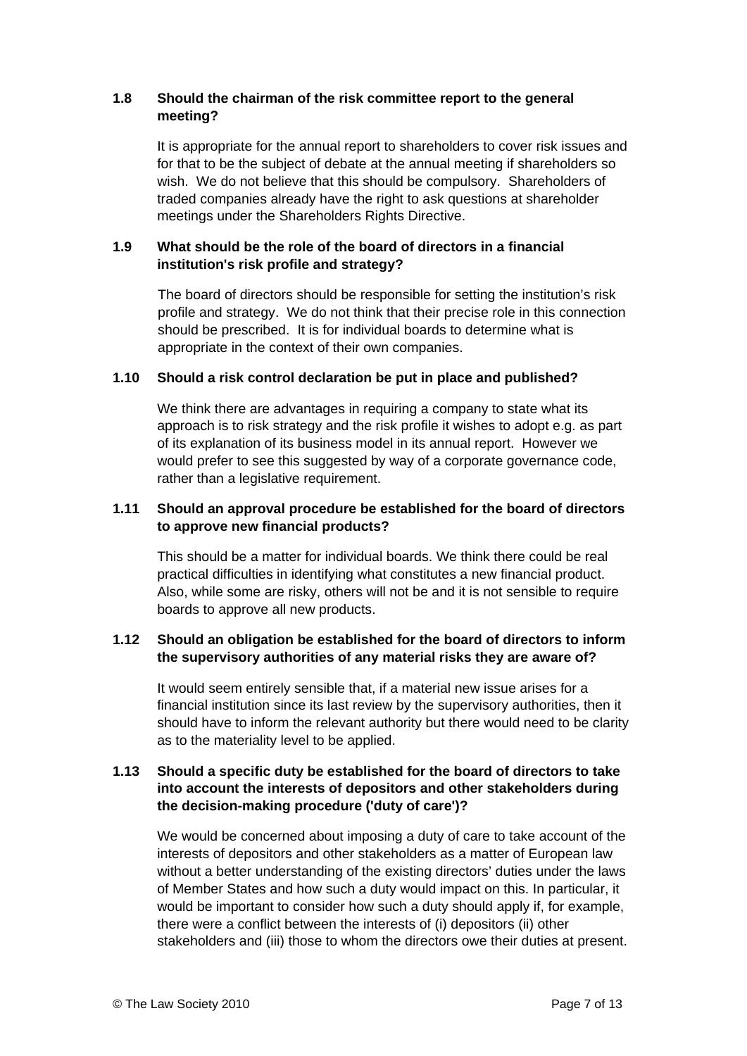### 1.8 Should the chairman of the risk committee report to the general meeting?

It is appropriate for the annual report to shareholders to cover risk issues and for that to be the subject of debate at the annual meeting if shareholders so wish. We do not believe that this should be compulsory. Shareholders of traded companies already have the right to ask questions at shareholder meetings under the Shareholders Rights Directive.

### 1.9 What should be the role of the board of directors in a financial institution's risk profile and strategy?

The board of directors should be responsible for setting the institution's risk profile and strategy. We do not think that their precise role in this connection should be prescribed. It is for individual boards to determine what is appropriate in the context of their own companies.

### 1.10 Should a risk control declaration be put in place and published?

We think there are advantages in requiring a company to state what its approach is to risk strategy and the risk profile it wishes to adopt e.g. as part of its explanation of its business model in its annual report. However we would prefer to see this suggested by way of a corporate governance code, rather than a legislative requirement.

### 1.11 Should an approval procedure be established for the board of directors to approve new financial products?

This should be a matter for individual boards. We think there could be real practical difficulties in identifying what constitutes a new financial product. Also, while some are risky, others will not be and it is not sensible to require boards to approve all new products.

### 1.12 Should an obligation be established for the board of directors to inform the supervisory authorities of any material risks they are aware of?

It would seem entirely sensible that, if a material new issue arises for a financial institution since its last review by the supervisory authorities, then it should have to inform the relevant authority but there would need to be clarity as to the materiality level to be applied.

### 1.13 Should a specific duty be established for the board of directors to take into account the interests of depositors and other stakeholders during the decision-making procedure ('duty of care')?

We would be concerned about imposing a duty of care to take account of the interests of depositors and other stakeholders as a matter of European law without a better understanding of the existing directors' duties under the laws of Member States and how such a duty would impact on this. In particular, it would be important to consider how such a duty should apply if, for example, there were a conflict between the interests of (i) depositors (ii) other stakeholders and (iii) those to whom the directors owe their duties at present.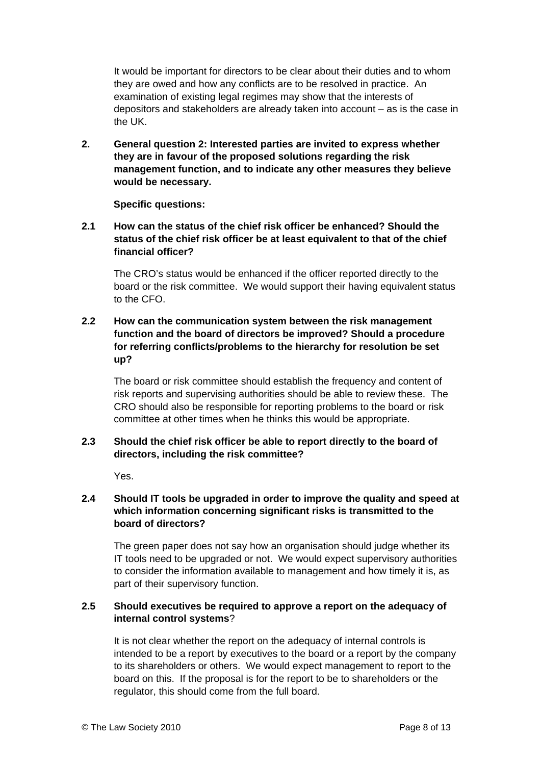It would be important for directors to be clear about their duties and to whom they are owed and how any conflicts are to be resolved in practice. An examination of existing legal regimes may show that the interests of depositors and stakeholders are already taken into account – as is the case in the UK.

**2. General question 2: Interested parties are invited to express whether they are in favour of the proposed solutions regarding the risk management function, and to indicate any other measures they believe would be necessary.**

**Specific questions:**

**2.1 How can the status of the chief risk officer be enhanced? Should the status of the chief risk officer be at least equivalent to that of the chief financial officer?**

The CRO's status would be enhanced if the officer reported directly to the board or the risk committee. We would support their having equivalent status to the CFO.

**2.2 How can the communication system between the risk management function and the board of directors be improved? Should a procedure for referring conflicts/problems to the hierarchy for resolution be set up?**

The board or risk committee should establish the frequency and content of risk reports and supervising authorities should be able to review these. The CRO should also be responsible for reporting problems to the board or risk committee at other times when he thinks this would be appropriate.

**2.3 Should the chief risk officer be able to report directly to the board of directors, including the risk committee?**

Yes.

**2.4 Should IT tools be upgraded in order to improve the quality and speed at which information concerning significant risks is transmitted to the board of directors?**

The green paper does not say how an organisation should judge whether its IT tools need to be upgraded or not. We would expect supervisory authorities to consider the information available to management and how timely it is, as part of their supervisory function.

**2.5 Should executives be required to approve a report on the adequacy of internal control systems?**

It is not clear whether the report on the adequacy of internal controls is intended to be a report by executives to the board or a report by the company to its shareholders or others. We would expect management to report to the board on this. If the proposal is for the report to be to shareholders or the regulator, this should come from the full board.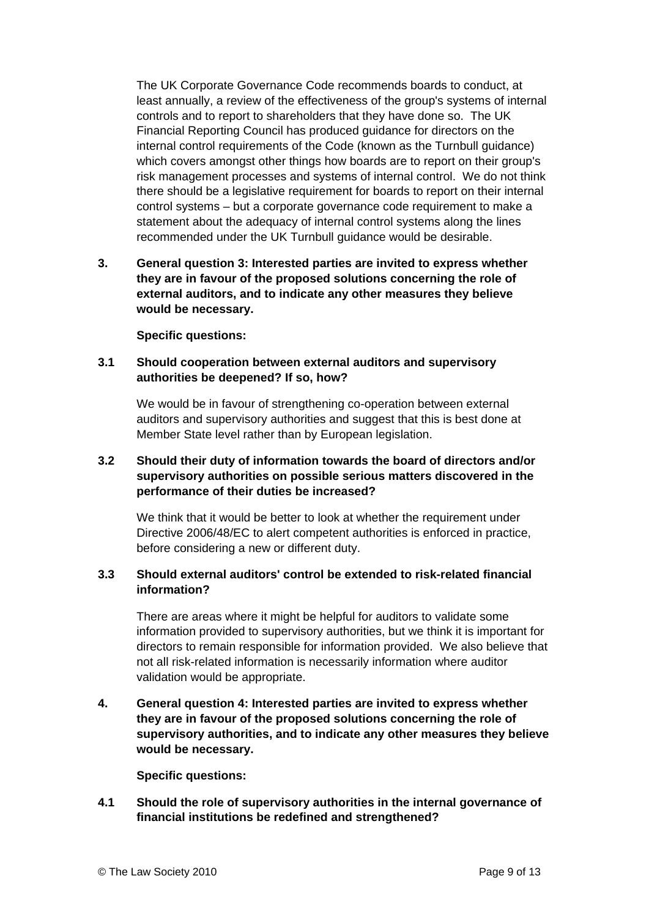The UK Corporate Governance Code recommends boards to conduct, at least annually, a review of the effectiveness of the group's systems of internal controls and to report to shareholders that they have done so. The UK Financial Reporting Council has produced guidance for directors on the internal control requirements of the Code (known as the Turnbull guidance) which covers amongst other things how boards are to report on their group's risk management processes and systems of internal control. We do not think there should be a legislative requirement for boards to report on their internal control systems – but a corporate governance code requirement to make a statement about the adequacy of internal control systems along the lines recommended under the UK Turnbull guidance would be desirable.

**3. General question 3: Interested parties are invited to express whether they are in favour of the proposed solutions concerning the role of external auditors, and to indicate any other measures they believe would be necessary.**

**Specific questions:**

**3.1 Should cooperation between external auditors and supervisory authorities be deepened? If so, how?**

We would be in favour of strengthening co-operation between external auditors and supervisory authorities and suggest that this is best done at Member State level rather than by European legislation.

**3.2 Should their duty of information towards the board of directors and/or supervisory authorities on possible serious matters discovered in the performance of their duties be increased?**

We think that it would be better to look at whether the requirement under Directive 2006/48/EC to alert competent authorities is enforced in practice, before considering a new or different duty.

**3.3 Should external auditors' control be extended to risk-related financial information?**

There are areas where it might be helpful for auditors to validate some information provided to supervisory authorities, but we think it is important for directors to remain responsible for information provided. We also believe that not all risk-related information is necessarily information where auditor validation would be appropriate.

**4. General question 4: Interested parties are invited to express whether they are in favour of the proposed solutions concerning the role of supervisory authorities, and to indicate any other measures they believe would be necessary.**

**Specific questions:**

**4.1 Should the role of supervisory authorities in the internal governance of financial institutions be redefined and strengthened?**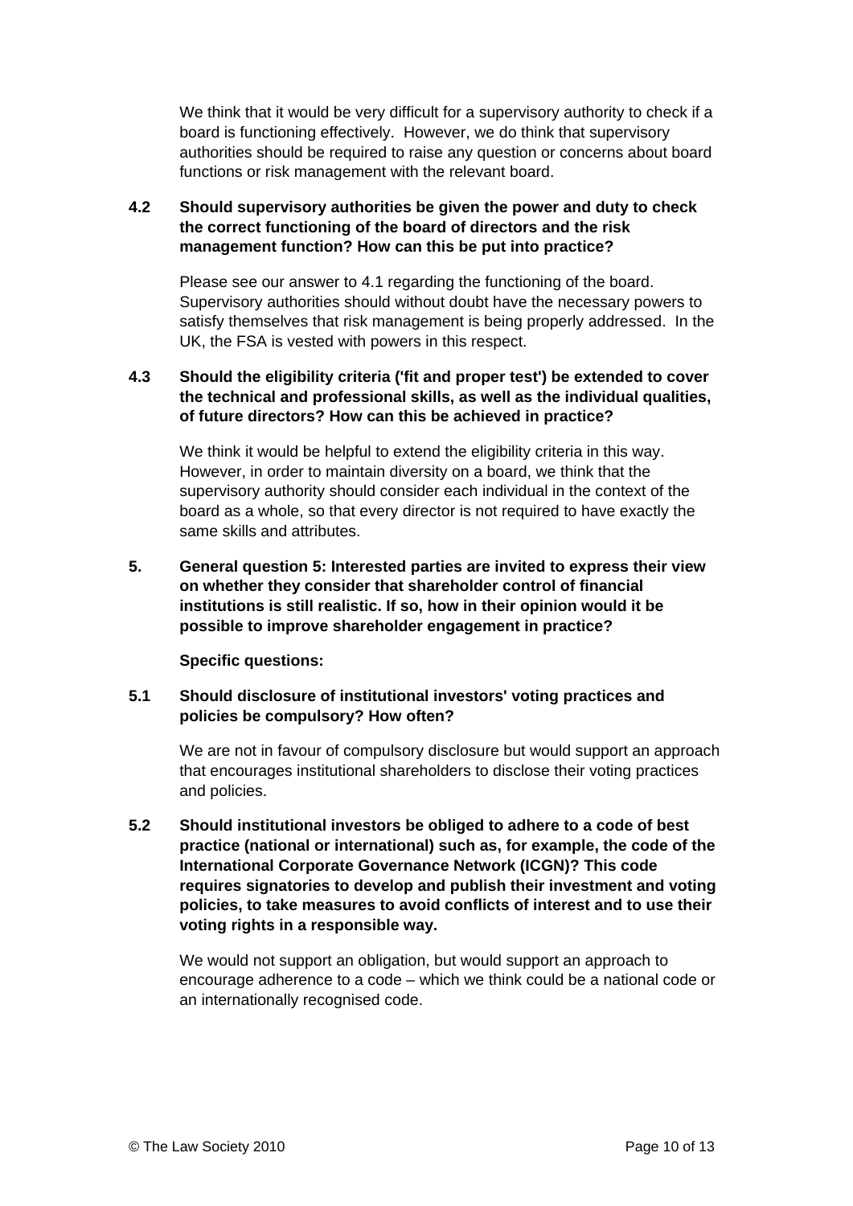We think that it would be very difficult for a supervisory authority to check if a board is functioning effectively. However, we do think that supervisory authorities should be required to raise any question or concerns about board functions or risk management with the relevant board.

**4.2 Should supervisory authorities be given the power and duty to check the correct functioning of the board of directors and the risk management function? How can this be put into practice?**

Please see our answer to 4.1 regarding the functioning of the board. Supervisory authorities should without doubt have the necessary powers to satisfy themselves that risk management is being properly addressed. In the UK, the FSA is vested with powers in this respect.

**4.3 Should the eligibility criteria ('fit and proper test') be extended to cover the technical and professional skills, as well as the individual qualities, of future directors? How can this be achieved in practice?**

We think it would be helpful to extend the eligibility criteria in this way. However, in order to maintain diversity on a board, we think that the supervisory authority should consider each individual in the context of the board as a whole, so that every director is not required to have exactly the same skills and attributes.

**5. General question 5: Interested parties are invited to express their view on whether they consider that shareholder control of financial institutions is still realistic. If so, how in their opinion would it be possible to improve shareholder engagement in practice?**

**Specific questions:**

**5.1 Should disclosure of institutional investors' voting practices and policies be compulsory? How often?**

We are not in favour of compulsory disclosure but would support an approach that encourages institutional shareholders to disclose their voting practices and policies.

**5.2 Should institutional investors be obliged to adhere to a code of best practice (national or international) such as, for example, the code of the International Corporate Governance Network (ICGN)? This code requires signatories to develop and publish their investment and voting policies, to take measures to avoid conflicts of interest and to use their voting rights in a responsible way.**

We would not support an obligation, but would support an approach to encourage adherence to a code – which we think could be a national code or an internationally recognised code.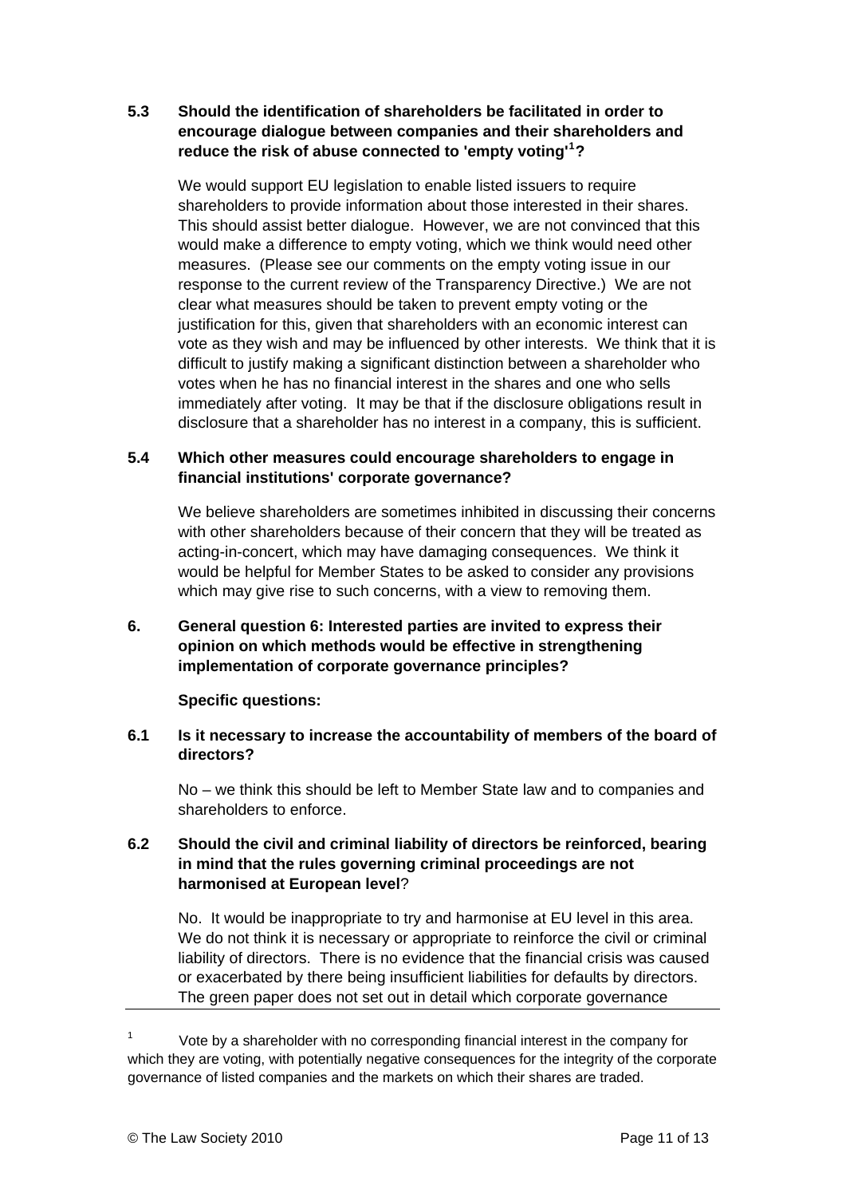**5.3 Should the identification of shareholders be facilitated in order to encourage dialogue between companies and their shareholders and reduce the risk of abuse connected to 'empty voting'[1]?**

We would support EU legislation to enable listed issuers to require shareholders to provide information about those interested in their shares. This should assist better dialogue. However, we are not convinced that this would make a difference to empty voting, which we think would need other measures. (Please see our comments on the empty voting issue in our response to the current review of the Transparency Directive.) We are not clear what measures should be taken to prevent empty voting or the justification for this, given that shareholders with an economic interest can vote as they wish and may be influenced by other interests. We think that it is difficult to justify making a significant distinction between a shareholder who votes when he has no financial interest in the shares and one who sells immediately after voting. It may be that if the disclosure obligations result in disclosure that a shareholder has no interest in a company, this is sufficient.

**5.4 Which other measures could encourage shareholders to engage in financial institutions' corporate governance?**

We believe shareholders are sometimes inhibited in discussing their concerns with other shareholders because of their concern that they will be treated as acting-in-concert, which may have damaging consequences. We think it would be helpful for Member States to be asked to consider any provisions which may give rise to such concerns, with a view to removing them.

**6. General question 6: Interested parties are invited to express their opinion on which methods would be effective in strengthening implementation of corporate governance principles?**

**Specific questions:**

**6.1 Is it necessary to increase the accountability of members of the board of directors?**

No – we think this should be left to Member State law and to companies and shareholders to enforce.

**6.2 Should the civil and criminal liability of directors be reinforced, bearing in mind that the rules governing criminal proceedings are not harmonised at European level?**

No. It would be inappropriate to try and harmonise at EU level in this area. We do not think it is necessary or appropriate to reinforce the civil or criminal liability of directors. There is no evidence that the financial crisis was caused or exacerbated by there being insufficient liabilities for defaults by directors. The green paper does not set out in detail which corporate governance

---

[1] Vote by a shareholder with no corresponding financial interest in the company for which they are voting, with potentially negative consequences for the integrity of the corporate governance of listed companies and the markets on which their shares are traded.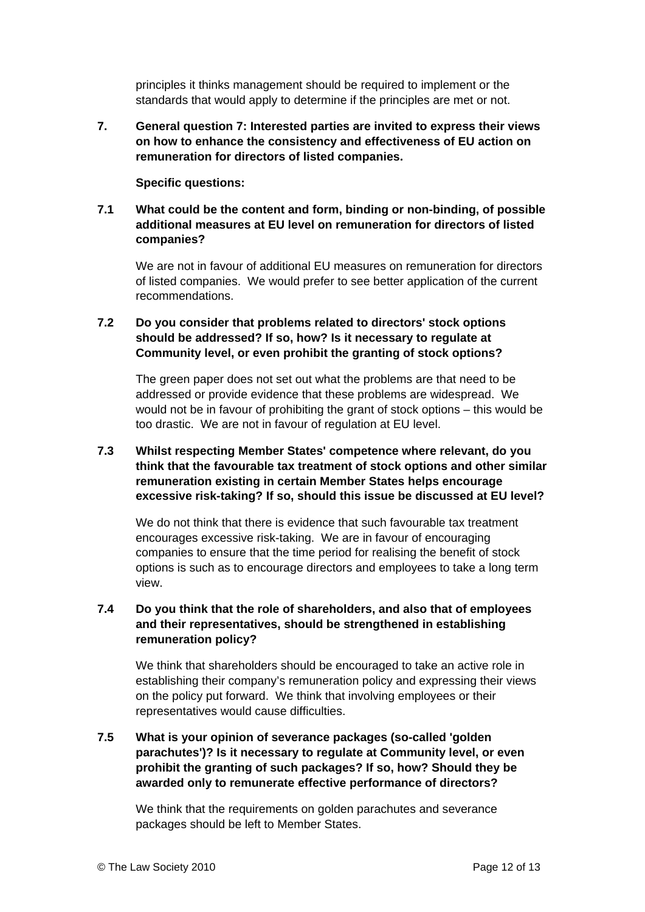principles it thinks management should be required to implement or the standards that would apply to determine if the principles are met or not.

**7. General question 7: Interested parties are invited to express their views on how to enhance the consistency and effectiveness of EU action on remuneration for directors of listed companies.**

**Specific questions:**

**7.1 What could be the content and form, binding or non-binding, of possible additional measures at EU level on remuneration for directors of listed companies?**

We are not in favour of additional EU measures on remuneration for directors of listed companies. We would prefer to see better application of the current recommendations.

**7.2 Do you consider that problems related to directors' stock options should be addressed? If so, how? Is it necessary to regulate at Community level, or even prohibit the granting of stock options?**

The green paper does not set out what the problems are that need to be addressed or provide evidence that these problems are widespread. We would not be in favour of prohibiting the grant of stock options – this would be too drastic. We are not in favour of regulation at EU level.

**7.3 Whilst respecting Member States' competence where relevant, do you think that the favourable tax treatment of stock options and other similar remuneration existing in certain Member States helps encourage excessive risk-taking? If so, should this issue be discussed at EU level?**

We do not think that there is evidence that such favourable tax treatment encourages excessive risk-taking. We are in favour of encouraging companies to ensure that the time period for realising the benefit of stock options is such as to encourage directors and employees to take a long term view.

**7.4 Do you think that the role of shareholders, and also that of employees and their representatives, should be strengthened in establishing remuneration policy?**

We think that shareholders should be encouraged to take an active role in establishing their company's remuneration policy and expressing their views on the policy put forward. We think that involving employees or their representatives would cause difficulties.

**7.5 What is your opinion of severance packages (so-called 'golden parachutes')? Is it necessary to regulate at Community level, or even prohibit the granting of such packages? If so, how? Should they be awarded only to remunerate effective performance of directors?**

We think that the requirements on golden parachutes and severance packages should be left to Member States.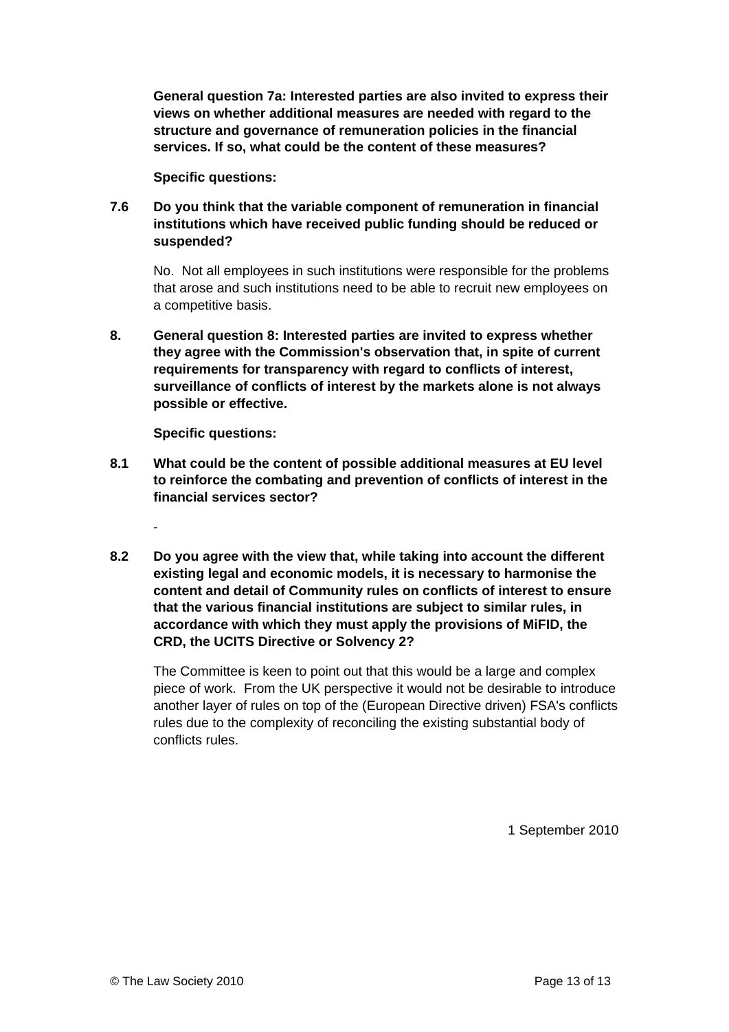**General question 7a: Interested parties are also invited to express their views on whether additional measures are needed with regard to the structure and governance of remuneration policies in the financial services. If so, what could be the content of these measures?**

**Specific questions:**

**7.6 Do you think that the variable component of remuneration in financial institutions which have received public funding should be reduced or suspended?**

No. Not all employees in such institutions were responsible for the problems that arose and such institutions need to be able to recruit new employees on a competitive basis.

**8. General question 8: Interested parties are invited to express whether they agree with the Commission's observation that, in spite of current requirements for transparency with regard to conflicts of interest, surveillance of conflicts of interest by the markets alone is not always possible or effective.**

**Specific questions:**

**8.1 What could be the content of possible additional measures at EU level to reinforce the combating and prevention of conflicts of interest in the financial services sector?**

-

**8.2 Do you agree with the view that, while taking into account the different existing legal and economic models, it is necessary to harmonise the content and detail of Community rules on conflicts of interest to ensure that the various financial institutions are subject to similar rules, in accordance with which they must apply the provisions of MiFID, the CRD, the UCITS Directive or Solvency 2?**

The Committee is keen to point out that this would be a large and complex piece of work. From the UK perspective it would not be desirable to introduce another layer of rules on top of the (European Directive driven) FSA's conflicts rules due to the complexity of reconciling the existing substantial body of conflicts rules.

1 September 2010

© The Law Society 2010